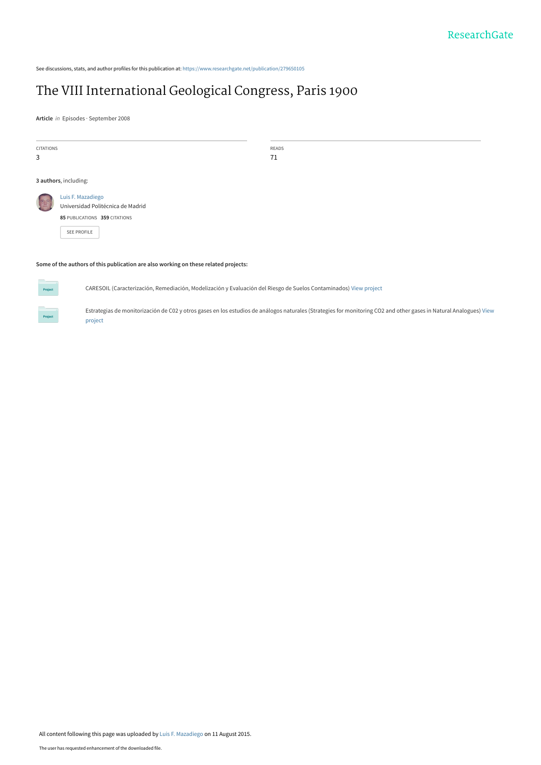See discussions, stats, and author profiles for this publication at: https://www.researchgate.net/publication/279650105

# The VIII International Geological Congress, Paris 1900

**Article** *in* Episodes · September 2008

| CITATIONS | READS |
|---|---|
| 3 | 71 |

**3 authors**, including:

Luis F. Mazadiego
Universidad Politécnica de Madrid
**85** PUBLICATIONS **359** CITATIONS

SEE PROFILE

**Some of the authors of this publication are also working on these related projects:**

CARESOIL (Caracterización, Remediación, Modelización y Evaluación del Riesgo de Suelos Contaminados) View project

Estrategias de monitorización de C02 y otros gases en los estudios de análogos naturales (Strategies for monitoring CO2 and other gases in Natural Analogues) View project

All content following this page was uploaded by Luis F. Mazadiego on 11 August 2015.

The user has requested enhancement of the downloaded file.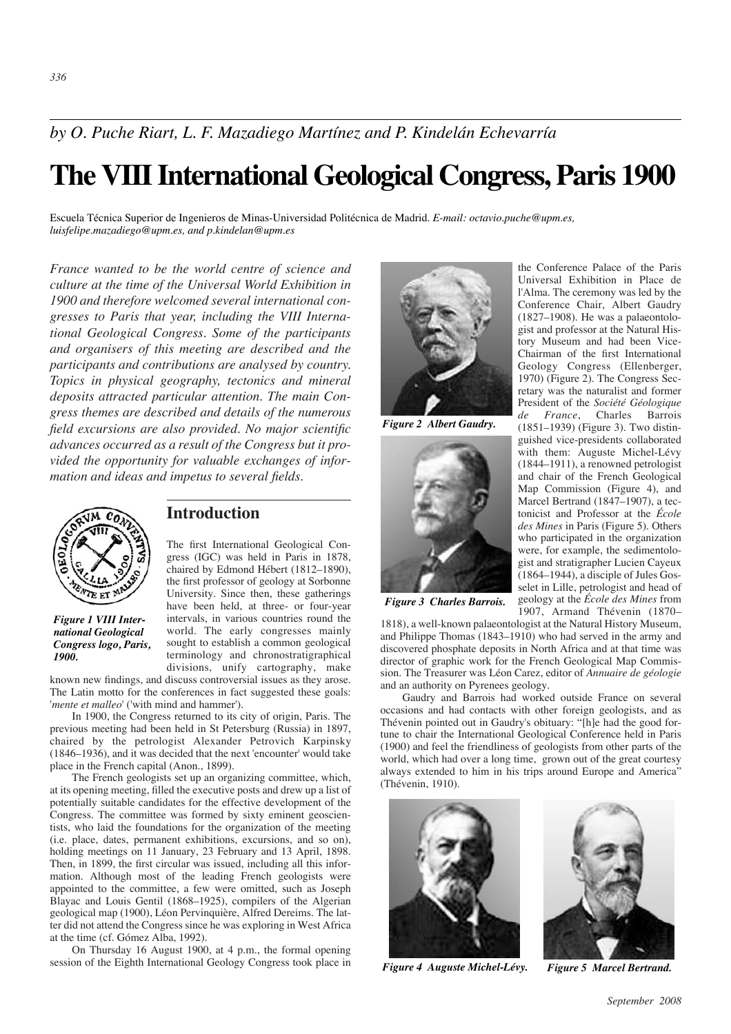*by O. Puche Riart, L. F. Mazadiego Martínez and P. Kindelán Echevarría*

# The VIII International Geological Congress, Paris 1900

Escuela Técnica Superior de Ingenieros de Minas-Universidad Politécnica de Madrid. *E-mail: octavio.puche@upm.es, luisfelipe.mazadiego@upm.es, and p.kindelan@upm.es*

*France wanted to be the world centre of science and culture at the time of the Universal World Exhibition in 1900 and therefore welcomed several international congresses to Paris that year, including the VIII International Geological Congress. Some of the participants and organisers of this meeting are described and the participants and contributions are analysed by country. Topics in physical geography, tectonics and mineral deposits attracted particular attention. The main Congress themes are described and details of the numerous field excursions are also provided. No major scientific advances occurred as a result of the Congress but it provided the opportunity for valuable exchanges of information and ideas and impetus to several fields.*

*Figure 1 VIII International Geological Congress logo, Paris, 1900.*

## Introduction

The first International Geological Congress (IGC) was held in Paris in 1878, chaired by Edmond Hébert (1812–1890), the first professor of geology at Sorbonne University. Since then, these gatherings have been held, at three- or four-year intervals, in various countries round the world. The early congresses mainly sought to establish a common geological terminology and chronostratigraphical divisions, unify cartography, make known new findings, and discuss controversial issues as they arose. The Latin motto for the conferences in fact suggested these goals: '*mente et malleo*' ('with mind and hammer').

In 1900, the Congress returned to its city of origin, Paris. The previous meeting had been held in St Petersburg (Russia) in 1897, chaired by the petrologist Alexander Petrovich Karpinsky (1846–1936), and it was decided that the next 'encounter' would take place in the French capital (Anon., 1899).

The French geologists set up an organizing committee, which, at its opening meeting, filled the executive posts and drew up a list of potentially suitable candidates for the effective development of the Congress. The committee was formed by sixty eminent geoscientists, who laid the foundations for the organization of the meeting (i.e. place, dates, permanent exhibitions, excursions, and so on), holding meetings on 11 January, 23 February and 13 April, 1898. Then, in 1899, the first circular was issued, including all this information. Although most of the leading French geologists were appointed to the committee, a few were omitted, such as Joseph Blayac and Louis Gentil (1868–1925), compilers of the Algerian geological map (1900), Léon Pervinquière, Alfred Dereims. The latter did not attend the Congress since he was exploring in West Africa at the time (cf. Gómez Alba, 1992).

On Thursday 16 August 1900, at 4 p.m., the formal opening session of the Eighth International Geology Congress took place in the Conference Palace of the Paris Universal Exhibition in Place de l'Alma. The ceremony was led by the Conference Chair, Albert Gaudry (1827–1908). He was a palaeontologist and professor at the Natural History Museum and had been Vice-Chairman of the first International Geology Congress (Ellenberger, 1970) (Figure 2). The Congress Secretary was the naturalist and former President of the *Société Géologique de France*, Charles Barrois (1851–1939) (Figure 3). Two distinguished vice-presidents collaborated with them: Auguste Michel-Lévy (1844–1911), a renowned petrologist and chair of the French Geological Map Commission (Figure 4), and Marcel Bertrand (1847–1907), a tectonicist and Professor at the *École des Mines* in Paris (Figure 5). Others who participated in the organization were, for example, the sedimentologist and stratigrapher Lucien Cayeux (1864–1944), a disciple of Jules Gosselet in Lille, petrologist and head of geology at the *École des Mines* from 1907, Armand Thévenin (1870–1818), a well-known palaeontologist at the Natural History Museum, and Philippe Thomas (1843–1910) who had served in the army and discovered phosphate deposits in North Africa and at that time was director of graphic work for the French Geological Map Commission. The Treasurer was Léon Carez, editor of *Annuaire de géologie* and an authority on Pyrenees geology.

*Figure 2 Albert Gaudry.*

*Figure 3 Charles Barrois.*

Gaudry and Barrois had worked outside France on several occasions and had contacts with other foreign geologists, and as Thévenin pointed out in Gaudry's obituary: "[h]e had the good fortune to chair the International Geological Conference held in Paris (1900) and feel the friendliness of geologists from other parts of the world, which had over a long time, grown out of the great courtesy always extended to him in his trips around Europe and America" (Thévenin, 1910).

*Figure 4 Auguste Michel-Lévy.*

*Figure 5 Marcel Bertrand.*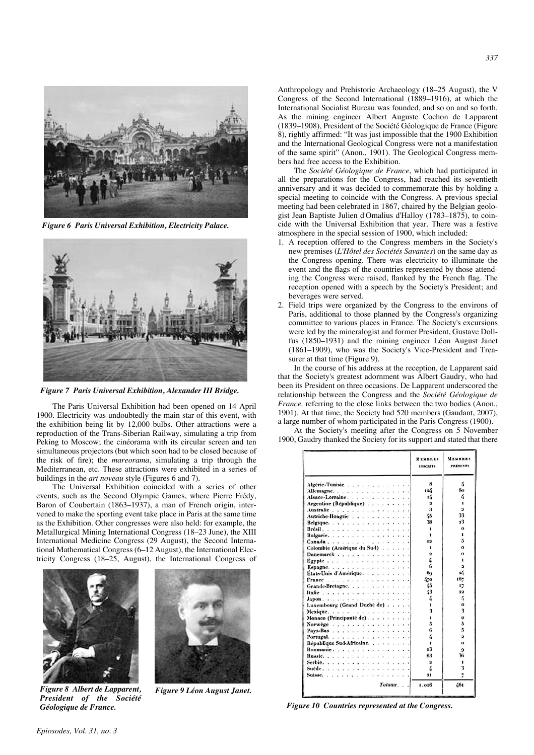*Figure 6 Paris Universal Exhibition, Electricity Palace.*

*Figure 7 Paris Universal Exhibition, Alexander III Bridge.*

The Paris Universal Exhibition had been opened on 14 April 1900. Electricity was undoubtedly the main star of this event, with the exhibition being lit by 12,000 bulbs. Other attractions were a reproduction of the Trans-Siberian Railway, simulating a trip from Peking to Moscow; the cinéorama with its circular screen and ten simultaneous projectors (but which soon had to be closed because of the risk of fire); the *mareorama*, simulating a trip through the Mediterranean, etc. These attractions were exhibited in a series of buildings in the *art noveau* style (Figures 6 and 7).

The Universal Exhibition coincided with a series of other events, such as the Second Olympic Games, where Pierre Frédy, Baron of Coubertain (1863–1937), a man of French origin, intervened to make the sporting event take place in Paris at the same time as the Exhibition. Other congresses were also held: for example, the Metallurgical Mining International Congress (18–23 June), the XIII International Medicine Congress (29 August), the Second International Mathematical Congress (6–12 August), the International Electricity Congress (18–25, August), the International Congress of Anthropology and Prehistoric Archaeology (18–25 August), the V Congress of the Second International (1889–1916), at which the International Socialist Bureau was founded, and so on and so forth. As the mining engineer Albert Auguste Cochon de Lapparent (1839–1908), President of the Société Géologique de France (Figure 8), rightly affirmed: "It was just impossible that the 1900 Exhibition and the International Geological Congress were not a manifestation of the same spirit" (Anon., 1901). The Geological Congress members had free access to the Exhibition.

*Figure 8 Albert de Lapparent, President of the Société Géologique de France.*

*Figure 9 Léon August Janet.*

The *Société Géologique de France*, which had participated in all the preparations for the Congress, had reached its seventieth anniversary and it was decided to commemorate this by holding a special meeting to coincide with the Congress. A previous special meeting had been celebrated in 1867, chaired by the Belgian geologist Jean Baptiste Julien d'Omalius d'Halloy (1783–1875), to coincide with the Universal Exhibition that year. There was a festive atmosphere in the special session of 1900, which included:

1. A reception offered to the Congress members in the Society's new premises (*L'Hôtel des Sociétés Savantes*) on the same day as the Congress opening. There was electricity to illuminate the event and the flags of the countries represented by those attending the Congress were raised, flanked by the French flag. The reception opened with a speech by the Society's President; and beverages were served.
2. Field trips were organized by the Congress to the environs of Paris, additional to those planned by the Congress's organizing committee to various places in France. The Society's excursions were led by the mineralogist and former President, Gustave Dollfus (1850–1931) and the mining engineer Léon August Janet (1861–1909), who was the Society's Vice-President and Treasurer at that time (Figure 9).

In the course of his address at the reception, de Lapparent said that the Society's greatest adornment was Albert Gaudry, who had been its President on three occasions. De Lapparent underscored the relationship between the Congress and the *Société Géologique de France,* referring to the close links between the two bodies (Anon., 1901). At that time, the Society had 520 members (Gaudant, 2007), a large number of whom participated in the Paris Congress (1900).

At the Society's meeting after the Congress on 5 November 1900, Gaudry thanked the Society for its support and stated that there

| | Membres inscrits | Membres présents |
|---|---|---|
| Algérie-Tunisie | 8 | 4 |
| Allemagne | 124 | 80 |
| Alsace-Lorraine | 14 | 4 |
| Argentine (République) | 2 | 1 |
| Australie | 3 | 2 |
| Autriche-Hongrie | 45 | 33 |
| Belgique | 38 | 23 |
| Brésil | 1 | 0 |
| Bulgarie | 1 | 1 |
| Canada | 12 | 5 |
| Colombie (Amérique du Sud) | 1 | 0 |
| Danemarck | 2 | 0 |
| Égypte | 4 | 1 |
| Espagne | 6 | 2 |
| États-Unis d'Amérique | 69 | 24 |
| France | 470 | 167 |
| Grande-Bretagne | 45 | 17 |
| Italie | 43 | 22 |
| Japon | 4 | 4 |
| Luxembourg (Grand Duché de) | 1 | 0 |
| Mexique | 3 | 3 |
| Monaco (Principauté de) | 1 | 0 |
| Norwège | 5 | 5 |
| Pays-Bas | 6 | 5 |
| Portugal | 4 | 2 |
| République Sud-Africaine | 1 | 0 |
| Roumanie | 13 | 9 |
| Russie | 63 | 36 |
| Serbie | 2 | 1 |
| Suède | 4 | 3 |
| Suisse | 21 | 7 |
| *Totaux* | 1,016 | 461 |

*Figure 10 Countries represented at the Congress.*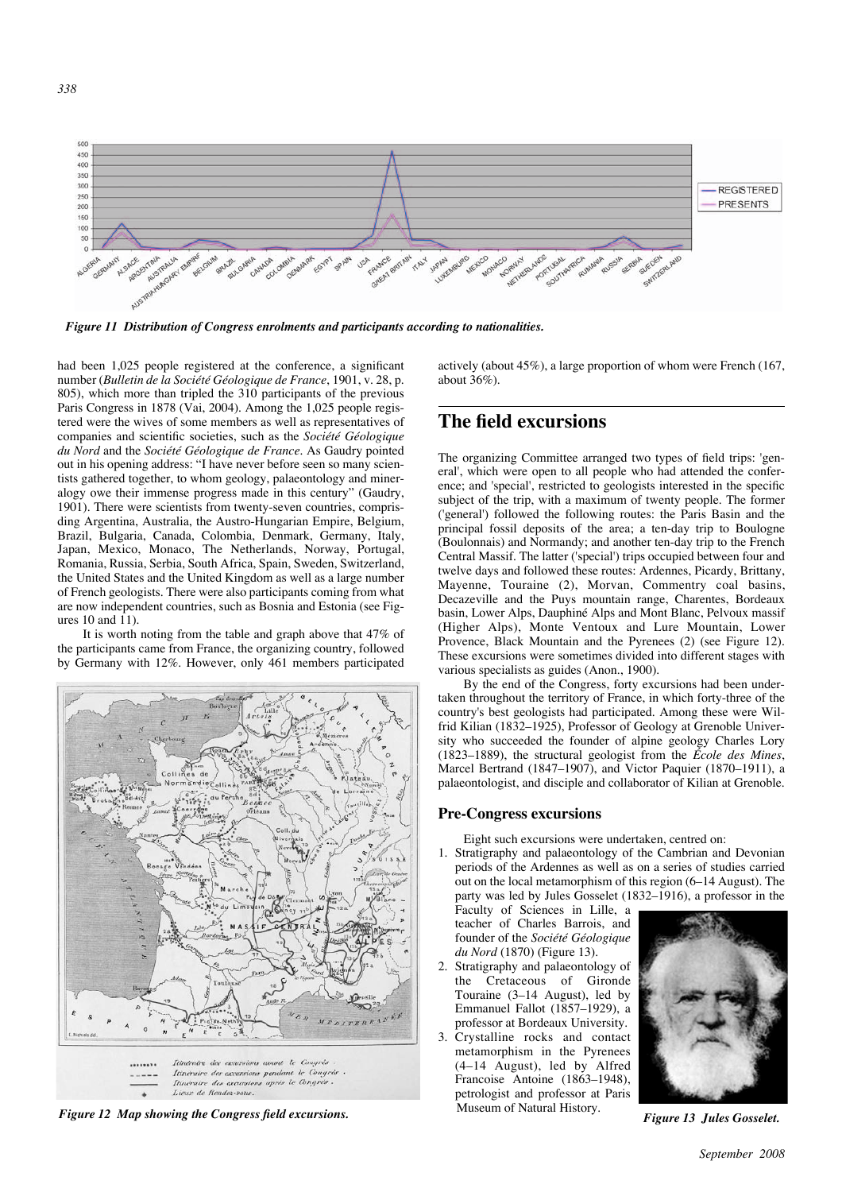500
450
400
350
300
250
200
150
100
50
0

REGISTERED
PRESENTS

ALGERIA GERMANY ALSACE ARGENTINA AUSTRALIA AUSTRIAHUNGARY EMPIRE BELGIUM BRAZIL BULGARIA CANADA COLOMBIA DENMARK EGYPT SPAIN USA FRANCE GREAT BRITAIN ITALY JAPAN LUXEMBURG MEXICO MONACO NORWAY NETHERLANDS PORTUGAL SOUTHAFRICA RUMANIA RUSSIA SERBIA SUEDEN SWITZERLAND

*Figure 11 Distribution of Congress enrolments and participants according to nationalities.*

had been 1,025 people registered at the conference, a significant number (*Bulletin de la Société Géologique de France*, 1901, v. 28, p. 805), which more than tripled the 310 participants of the previous Paris Congress in 1878 (Vai, 2004). Among the 1,025 people registered were the wives of some members as well as representatives of companies and scientific societies, such as the *Société Géologique du Nord* and the *Société Géologique de France*. As Gaudry pointed out in his opening address: "I have never before seen so many scientists gathered together, to whom geology, palaeontology and mineralogy owe their immense progress made in this century" (Gaudry, 1901). There were scientists from twenty-seven countries, comprising Argentina, Australia, the Austro-Hungarian Empire, Belgium, Brazil, Bulgaria, Canada, Colombia, Denmark, Germany, Italy, Japan, Mexico, Monaco, The Netherlands, Norway, Portugal, Romania, Russia, Serbia, South Africa, Spain, Sweden, Switzerland, the United States and the United Kingdom as well as a large number of French geologists. There were also participants coming from what are now independent countries, such as Bosnia and Estonia (see Figures 10 and 11).

It is worth noting from the table and graph above that 47% of the participants came from France, the organizing country, followed by Germany with 12%. However, only 461 members participated actively (about 45%), a large proportion of whom were French (167, about 36%).

*Figure 12 Map showing the Congress field excursions.*

## The field excursions

The organizing Committee arranged two types of field trips: 'general', which were open to all people who had attended the conference; and 'special', restricted to geologists interested in the specific subject of the trip, with a maximum of twenty people. The former ('general') followed the following routes: the Paris Basin and the principal fossil deposits of the area; a ten-day trip to Boulogne (Boulonnais) and Normandy; and another ten-day trip to the French Central Massif. The latter ('special') trips occupied between four and twelve days and followed these routes: Ardennes, Picardy, Brittany, Mayenne, Touraine (2), Morvan, Commentry coal basins, Decazeville and the Puys mountain range, Charentes, Bordeaux basin, Lower Alps, Dauphiné Alps and Mont Blanc, Pelvoux massif (Higher Alps), Monte Ventoux and Lure Mountain, Lower Provence, Black Mountain and the Pyrenees (2) (see Figure 12). These excursions were sometimes divided into different stages with various specialists as guides (Anon., 1900).

By the end of the Congress, forty excursions had been undertaken throughout the territory of France, in which forty-three of the country's best geologists had participated. Among these were Wilfrid Kilian (1832–1925), Professor of Geology at Grenoble University who succeeded the founder of alpine geology Charles Lory (1823–1889), the structural geologist from the *École des Mines*, Marcel Bertrand (1847–1907), and Victor Paquier (1870–1911), a palaeontologist, and disciple and collaborator of Kilian at Grenoble.

### Pre-Congress excursions

Eight such excursions were undertaken, centred on:

1. Stratigraphy and palaeontology of the Cambrian and Devonian periods of the Ardennes as well as on a series of studies carried out on the local metamorphism of this region (6–14 August). The party was led by Jules Gosselet (1832–1916), a professor in the Faculty of Sciences in Lille, a teacher of Charles Barrois, and founder of the *Société Géologique du Nord* (1870) (Figure 13).
2. Stratigraphy and palaeontology of the Cretaceous of Gironde Touraine (3–14 August), led by Emmanuel Fallot (1857–1929), a professor at Bordeaux University.
3. Crystalline rocks and contact metamorphism in the Pyrenees (4–14 August), led by Alfred Francoise Antoine (1863–1948), petrologist and professor at Paris Museum of Natural History.

*Figure 13 Jules Gosselet.*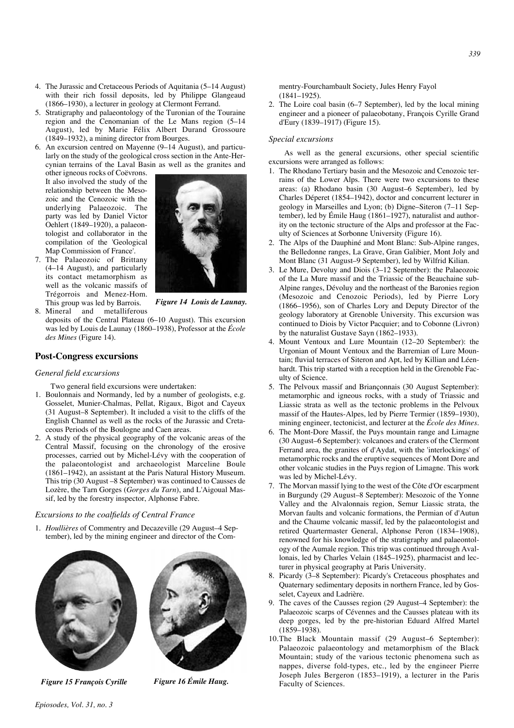4. The Jurassic and Cretaceous Periods of Aquitania (5–14 August) with their rich fossil deposits, led by Philippe Glangeaud (1866–1930), a lecturer in geology at Clermont Ferrand.
5. Stratigraphy and palaeontology of the Turonian of the Touraine region and the Cenomanian of the Le Mans region (5–14 August), led by Marie Félix Albert Durand Grossoure (1849–1932), a mining director from Bourges.
6. An excursion centred on Mayenne (9–14 August), and particularly on the study of the geological cross section in the Ante-Hercynian terrains of the Laval Basin as well as the granites and other igneous rocks of Coëvrons. It also involved the study of the relationship between the Mesozoic and the Cenozoic with the underlying Palaeozoic. The party was led by Daniel Victor Oehlert (1849–1920), a palaeontologist and collaborator in the compilation of the 'Geological Map Commission of France'.
7. The Palaeozoic of Brittany (4–14 August), and particularly its contact metamorphism as well as the volcanic massifs of Trégorrois and Menez-Hom. This group was led by Barrois.
8. Mineral and metalliferous deposits of the Central Plateau (6–10 August). This excursion was led by Louis de Launay (1860–1938), Professor at the *École des Mines* (Figure 14).

*Figure 14 Louis de Launay.*

## Post-Congress excursions

### General field excursions

Two general field excursions were undertaken:

1. Boulonnais and Normandy, led by a number of geologists, e.g. Gosselet, Munier-Chalmas, Pellat, Rigaux, Bigot and Cayeux (31 August–8 September). It included a visit to the cliffs of the English Channel as well as the rocks of the Jurassic and Cretaceous Periods of the Boulogne and Caen areas.
2. A study of the physical geography of the volcanic areas of the Central Massif, focusing on the chronology of the erosive processes, carried out by Michel-Lévy with the cooperation of the palaeontologist and archaeologist Marcelline Boule (1861–1942), an assistant at the Paris Natural History Museum. This trip (30 August –8 September) was continued to Causses de Lozère, the Tarn Gorges (*Gorges du Tarn*), and L'Aigoual Massif, led by the forestry inspector, Alphonse Fabre.

### Excursions to the coalfields of Central France

1. *Houllières* of Commentry and Decazeville (29 August–4 September), led by the mining engineer and director of the Commentry-Fourchambault Society, Jules Henry Fayol (1841–1925).
2. The Loire coal basin (6–7 September), led by the local mining engineer and a pioneer of palaeobotany, François Cyrille Grand d'Eury (1839–1917) (Figure 15).

*Figure 15 François Cyrille*

*Figure 16 Émile Haug.*

### Special excursions

As well as the general excursions, other special scientific excursions were arranged as follows:

1. The Rhodano Tertiary basin and the Mesozoic and Cenozoic terrains of the Lower Alps. There were two excursions to these areas: (a) Rhodano basin (30 August–6 September), led by Charles Déperet (1854–1942), doctor and concurrent lecturer in geology in Marseilles and Lyon; (b) Digne–Siteron (7–11 September), led by Émile Haug (1861–1927), naturalist and authority on the tectonic structure of the Alps and professor at the Faculty of Sciences at Sorbonne University (Figure 16).
2. The Alps of the Dauphiné and Mont Blanc: Sub-Alpine ranges, the Belledonne ranges, La Grave, Gran Galibier, Mont Joly and Mont Blanc (31 August–9 September), led by Wilfrid Kilian.
3. Le Mure, Devoluy and Diois (3–12 September): the Palaeozoic of the La Mure massif and the Triassic of the Beauchaine sub-Alpine ranges, Dévoluy and the northeast of the Baronies region (Mesozoic and Cenozoic Periods), led by Pierre Lory (1866–1956), son of Charles Lory and Deputy Director of the geology laboratory at Grenoble University. This excursion was continued to Diois by Victor Pacquier; and to Cobonne (Livron) by the naturalist Gustave Sayn (1862–1933).
4. Mount Ventoux and Lure Mountain (12–20 September): the Urgonian of Mount Ventoux and the Barremian of Lure Mountain; fluvial terraces of Siteron and Apt, led by Killian and Léenhardt. This trip started with a reception held in the Grenoble Faculty of Science.
5. The Pelvoux massif and Briançonnais (30 August September): metamorphic and igneous rocks, with a study of Triassic and Liassic strata as well as the tectonic problems in the Pelvoux massif of the Hautes-Alpes, led by Pierre Termier (1859–1930), mining engineer, tectonicist, and lecturer at the *École des Mines*.
6. The Mont-Dore Massif, the Puys mountain range and Limagne (30 August–6 September): volcanoes and craters of the Clermont Ferrand area, the granites of d'Aydat, with the 'interlockings' of metamorphic rocks and the eruptive sequences of Mont Dore and other volcanic studies in the Puys region of Limagne. This work was led by Michel-Lévy.
7. The Morvan massif lying to the west of the Côte d'Or escarpment in Burgundy (29 August–8 September): Mesozoic of the Yonne Valley and the Alvalonnais region, Semur Liassic strata, the Morvan faults and volcanic formations, the Permian of d'Autun and the Chaume volcanic massif, led by the palaeontologist and retired Quartermaster General, Alphonse Peron (1834–1908), renowned for his knowledge of the stratigraphy and palaeontology of the Aumale region. This trip was continued through Avallonais, led by Charles Velain (1845–1925), pharmacist and lecturer in physical geography at Paris University.
8. Picardy (3–8 September): Picardy's Cretaceous phosphates and Quaternary sedimentary deposits in northern France, led by Gosselet, Cayeux and Ladrière.
9. The caves of the Causses region (29 August–4 September): the Palaeozoic scarps of Cévennes and the Causses plateau with its deep gorges, led by the pre-historian Eduard Alfred Martel (1859–1938).
10. The Black Mountain massif (29 August–6 September): Palaeozoic palaeontology and metamorphism of the Black Mountain; study of the various tectonic phenomena such as nappes, diverse fold-types, etc., led by the engineer Pierre Joseph Jules Bergeron (1853–1919), a lecturer in the Paris Faculty of Sciences.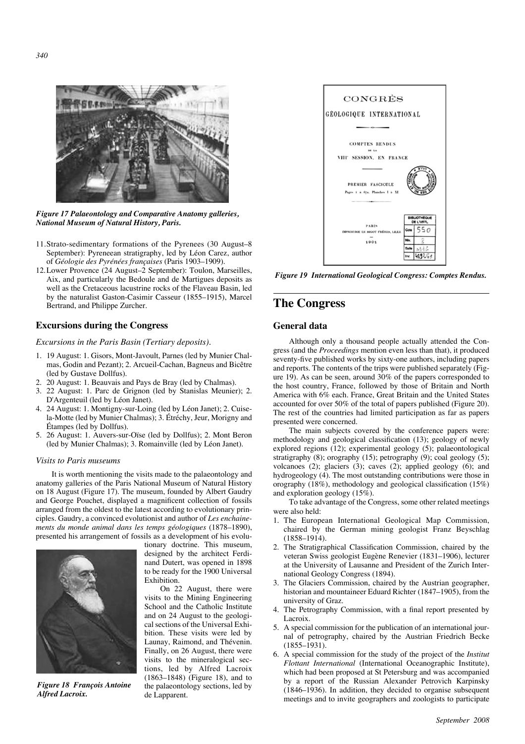*Figure 17 Palaeontology and Comparative Anatomy galleries, National Museum of Natural History, Paris.*

11. Strato-sedimentary formations of the Pyrenees (30 August–8 September): Pyreneean stratigraphy, led by Léon Carez, author of *Géologie des Pyrénées françaises* (Paris 1903–1909).
12. Lower Provence (24 August–2 September): Toulon, Marseilles, Aix, and particularly the Bedoule and de Martigues deposits as well as the Cretaceous lacustrine rocks of the Flaveau Basin, led by the naturalist Gaston-Casimir Casseur (1855–1915), Marcel Bertrand, and Philippe Zurcher.

### Excursions during the Congress

*Excursions in the Paris Basin (Tertiary deposits).*

1. 19 August: 1. Gisors, Mont-Javoult, Parnes (led by Munier Chalmas, Godin and Pezant); 2. Arcueil-Cachan, Bagneus and Bicêtre (led by Gustave Dollfus).
2. 20 August: 1. Beauvais and Pays de Bray (led by Chalmas).
3. 22 August: 1. Parc de Grignon (led by Stanislas Meunier); 2. D'Argenteuil (led by Léon Janet).
4. 24 August: 1. Montigny-sur-Loing (led by Léon Janet); 2. Cuise-la-Motte (led by Munier Chalmas); 3. Étréchy, Jeur, Morigny and Étampes (led by Dollfus).
5. 26 August: 1. Auvers-sur-Oïse (led by Dollfus); 2. Mont Beron (led by Munier Chalmas); 3. Romainville (led by Léon Janet).

*Visits to Paris museums*

It is worth mentioning the visits made to the palaeontology and anatomy galleries of the Paris National Museum of Natural History on 18 August (Figure 17). The museum, founded by Albert Gaudry and George Pouchet, displayed a magnificent collection of fossils arranged from the oldest to the latest according to evolutionary principles. Gaudry, a convinced evolutionist and author of *Les enchainements du monde animal dans les temps géologiques* (1878–1890), presented his arrangement of fossils as a development of his evolutionary doctrine. This museum, designed by the architect Ferdinand Dutert, was opened in 1898 to be ready for the 1900 Universal Exhibition.

On 22 August, there were visits to the Mining Engineering School and the Catholic Institute and on 24 August to the geological sections of the Universal Exhibition. These visits were led by Launay, Raimond, and Thévenin. Finally, on 26 August, there were visits to the mineralogical sections, led by Alfred Lacroix (1863–1848) (Figure 18), and to the palaeontology sections, led by de Lapparent.

*Figure 18 François Antoine Alfred Lacroix.*

*Figure 19 International Geological Congress: Comptes Rendus.*

## The Congress

### General data

Although only a thousand people actually attended the Congress (and the *Proceedings* mention even less than that), it produced seventy-five published works by sixty-one authors, including papers and reports. The contents of the trips were published separately (Figure 19). As can be seen, around 30% of the papers corresponded to the host country, France, followed by those of Britain and North America with 6% each. France, Great Britain and the United States accounted for over 50% of the total of papers published (Figure 20). The rest of the countries had limited participation as far as papers presented were concerned.

The main subjects covered by the conference papers were: methodology and geological classification (13); geology of newly explored regions (12); experimental geology (5); palaeontological stratigraphy (8); orography (15); petrography (9); coal geology (5); volcanoes (2); glaciers (3); caves (2); applied geology (6); and hydrogeology (4). The most outstanding contributions were those in orography (18%), methodology and geological classification (15%) and exploration geology (15%).

To take advantage of the Congress, some other related meetings were also held:

1. The European International Geological Map Commission, chaired by the German mining geologist Franz Beyschlag (1858–1914).
2. The Stratigraphical Classification Commission, chaired by the veteran Swiss geologist Eugène Renevier (1831–1906), lecturer at the University of Lausanne and President of the Zurich International Geology Congress (1894).
3. The Glaciers Commission, chaired by the Austrian geographer, historian and mountaineer Eduard Richter (1847–1905), from the university of Graz.
4. The Petrography Commission, with a final report presented by Lacroix.
5. A special commission for the publication of an international journal of petrography, chaired by the Austrian Friedrich Becke (1855–1931).
6. A special commission for the study of the project of the *Institut Flottant International* (International Oceanographic Institute), which had been proposed at St Petersburg and was accompanied by a report of the Russian Alexander Petrovich Karpinsky (1846–1936). In addition, they decided to organise subsequent meetings and to invite geographers and zoologists to participate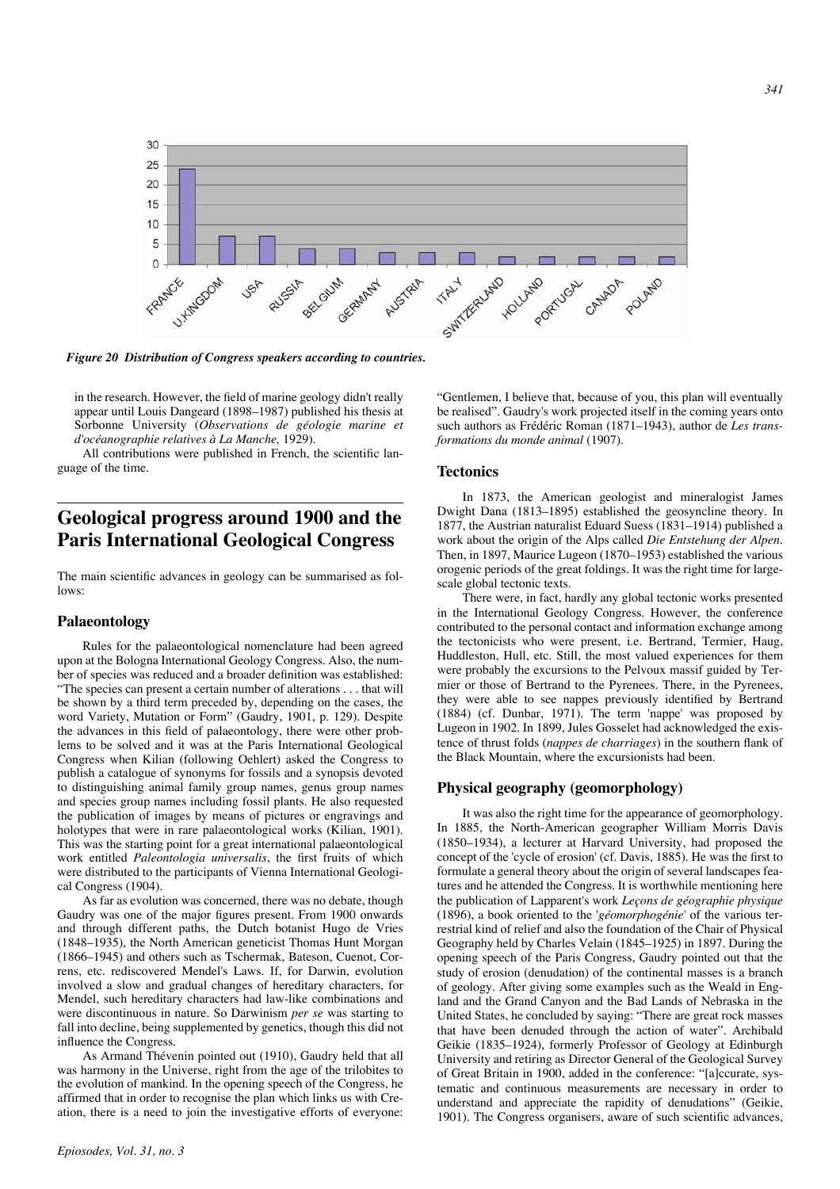Figure 20 Distribution of Congress speakers according to countries.

in the research. However, the field of marine geology didn't really appear until Louis Dangeard (1898–1987) published his thesis at Sorbonne University (*Observations de géologie marine et d'océanographie relatives à La Manche,* 1929).

All contributions were published in French, the scientific language of the time.

## Geological progress around 1900 and the Paris International Geological Congress

The main scientific advances in geology can be summarised as follows:

### Palaeontology

Rules for the palaeontological nomenclature had been agreed upon at the Bologna International Geology Congress. Also, the number of species was reduced and a broader definition was established: "The species can present a certain number of alterations . . . that will be shown by a third term preceded by, depending on the cases, the word Variety, Mutation or Form" (Gaudry, 1901, p. 129). Despite the advances in this field of palaeontology, there were other problems to be solved and it was at the Paris International Geological Congress when Kilian (following Oehlert) asked the Congress to publish a catalogue of synonyms for fossils and a synopsis devoted to distinguishing animal family group names, genus group names and species group names including fossil plants. He also requested the publication of images by means of pictures or engravings and holotypes that were in rare palaeontological works (Kilian, 1901). This was the starting point for a great international palaeontological work entitled *Paleontologia universalis*, the first fruits of which were distributed to the participants of Vienna International Geological Congress (1904).

As far as evolution was concerned, there was no debate, though Gaudry was one of the major figures present. From 1900 onwards and through different paths, the Dutch botanist Hugo de Vries (1848–1935), the North American geneticist Thomas Hunt Morgan (1866–1945) and others such as Tschermak, Bateson, Cuenot, Correns, etc. rediscovered Mendel's Laws. If, for Darwin, evolution involved a slow and gradual changes of hereditary characters, for Mendel, such hereditary characters had law-like combinations and were discontinuous in nature. So Darwinism *per se* was starting to fall into decline, being supplemented by genetics, though this did not influence the Congress.

As Armand Thévenin pointed out (1910), Gaudry held that all was harmony in the Universe, right from the age of the trilobites to the evolution of mankind. In the opening speech of the Congress, he affirmed that in order to recognise the plan which links us with Creation, there is a need to join the investigative efforts of everyone: "Gentlemen, I believe that, because of you, this plan will eventually be realised". Gaudry's work projected itself in the coming years onto such authors as Frédéric Roman (1871–1943), author de *Les transformations du monde animal* (1907).

### Tectonics

In 1873, the American geologist and mineralogist James Dwight Dana (1813–1895) established the geosyncline theory. In 1877, the Austrian naturalist Eduard Suess (1831–1914) published a work about the origin of the Alps called *Die Entstehung der Alpen*. Then, in 1897, Maurice Lugeon (1870–1953) established the various orogenic periods of the great foldings. It was the right time for large-scale global tectonic texts.

There were, in fact, hardly any global tectonic works presented in the International Geology Congress. However, the conference contributed to the personal contact and information exchange among the tectonicists who were present, i.e. Bertrand, Termier, Haug, Huddleston, Hull, etc. Still, the most valued experiences for them were probably the excursions to the Pelvoux massif guided by Termier or those of Bertrand to the Pyrenees. There, in the Pyrenees, they were able to see nappes previously identified by Bertrand (1884) (cf. Dunbar, 1971). The term 'nappe' was proposed by Lugeon in 1902. In 1899, Jules Gosselet had acknowledged the existence of thrust folds (*nappes de charriages*) in the southern flank of the Black Mountain, where the excursionists had been.

### Physical geography (geomorphology)

It was also the right time for the appearance of geomorphology. In 1885, the North-American geographer William Morris Davis (1850–1934), a lecturer at Harvard University, had proposed the concept of the 'cycle of erosion' (cf. Davis, 1885). He was the first to formulate a general theory about the origin of several landscapes features and he attended the Congress. It is worthwhile mentioning here the publication of Lapparent's work *Leçons de géographie physique* (1896), a book oriented to the '*géomorphogénie*' of the various terrestrial kind of relief and also the foundation of the Chair of Physical Geography held by Charles Velain (1845–1925) in 1897. During the opening speech of the Paris Congress, Gaudry pointed out that the study of erosion (denudation) of the continental masses is a branch of geology. After giving some examples such as the Weald in England and the Grand Canyon and the Bad Lands of Nebraska in the United States, he concluded by saying: "There are great rock masses that have been denuded through the action of water". Archibald Geikie (1835–1924), formerly Professor of Geology at Edinburgh University and retiring as Director General of the Geological Survey of Great Britain in 1900, added in the conference: "[a]ccurate, systematic and continuous measurements are necessary in order to understand and appreciate the rapidity of denudations" (Geikie, 1901). The Congress organisers, aware of such scientific advances,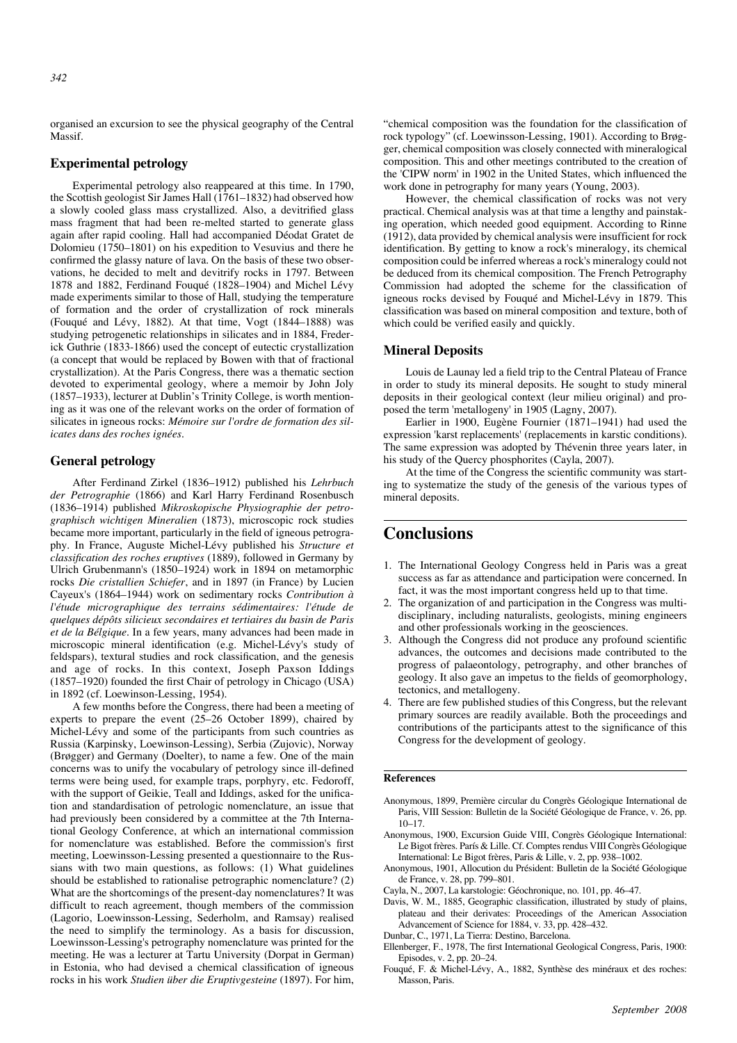organised an excursion to see the physical geography of the Central Massif.

## Experimental petrology

Experimental petrology also reappeared at this time. In 1790, the Scottish geologist Sir James Hall (1761–1832) had observed how a slowly cooled glass mass crystallized. Also, a devitrified glass mass fragment that had been re-melted started to generate glass again after rapid cooling. Hall had accompanied Déodat Gratet de Dolomieu (1750–1801) on his expedition to Vesuvius and there he confirmed the glassy nature of lava. On the basis of these two observations, he decided to melt and devitrify rocks in 1797. Between 1878 and 1882, Ferdinand Fouqué (1828–1904) and Michel Lévy made experiments similar to those of Hall, studying the temperature of formation and the order of crystallization of rock minerals (Fouqué and Lévy, 1882). At that time, Vogt (1844–1888) was studying petrogenetic relationships in silicates and in 1884, Frederick Guthrie (1833-1866) used the concept of eutectic crystallization (a concept that would be replaced by Bowen with that of fractional crystallization). At the Paris Congress, there was a thematic section devoted to experimental geology, where a memoir by John Joly (1857–1933), lecturer at Dublin's Trinity College, is worth mentioning as it was one of the relevant works on the order of formation of silicates in igneous rocks: *Mémoire sur l'ordre de formation des silicates dans des roches ignées*.

## General petrology

After Ferdinand Zirkel (1836–1912) published his *Lehrbuch der Petrographie* (1866) and Karl Harry Ferdinand Rosenbusch (1836–1914) published *Mikroskopische Physiographie der petrographisch wichtigen Mineralien* (1873), microscopic rock studies became more important, particularly in the field of igneous petrography. In France, Auguste Michel-Lévy published his *Structure et classification des roches eruptives* (1889), followed in Germany by Ulrich Grubenmann's (1850–1924) work in 1894 on metamorphic rocks *Die cristallien Schiefer*, and in 1897 (in France) by Lucien Cayeux's (1864–1944) work on sedimentary rocks *Contribution à l'étude micrographique des terrains sédimentaires: l'étude de quelques dépôts silicieux secondaires et tertiaires du basin de Paris et de la Bélgique*. In a few years, many advances had been made in microscopic mineral identification (e.g. Michel-Lévy's study of feldspars), textural studies and rock classification, and the genesis and age of rocks. In this context, Joseph Paxson Iddings (1857–1920) founded the first Chair of petrology in Chicago (USA) in 1892 (cf. Loewinson-Lessing, 1954).

A few months before the Congress, there had been a meeting of experts to prepare the event (25–26 October 1899), chaired by Michel-Lévy and some of the participants from such countries as Russia (Karpinsky, Loewinson-Lessing), Serbia (Zujovic), Norway (Brøgger) and Germany (Doelter), to name a few. One of the main concerns was to unify the vocabulary of petrology since ill-defined terms were being used, for example traps, porphyry, etc. Fedoroff, with the support of Geikie, Teall and Iddings, asked for the unification and standardisation of petrologic nomenclature, an issue that had previously been considered by a committee at the 7th International Geology Conference, at which an international commission for nomenclature was established. Before the commission's first meeting, Loewinsson-Lessing presented a questionnaire to the Russians with two main questions, as follows: (1) What guidelines should be established to rationalise petrographic nomenclature? (2) What are the shortcomings of the present-day nomenclatures? It was difficult to reach agreement, though members of the commission (Lagorio, Loewinsson-Lessing, Sederholm, and Ramsay) realised the need to simplify the terminology. As a basis for discussion, Loewinsson-Lessing's petrography nomenclature was printed for the meeting. He was a lecturer at Tartu University (Dorpat in German) in Estonia, who had devised a chemical classification of igneous rocks in his work *Studien über die Eruptivgesteine* (1897). For him, "chemical composition was the foundation for the classification of rock typology" (cf. Loewinsson-Lessing, 1901). According to Brøgger, chemical composition was closely connected with mineralogical composition. This and other meetings contributed to the creation of the 'CIPW norm' in 1902 in the United States, which influenced the work done in petrography for many years (Young, 2003).

However, the chemical classification of rocks was not very practical. Chemical analysis was at that time a lengthy and painstaking operation, which needed good equipment. According to Rinne (1912), data provided by chemical analysis were insufficient for rock identification. By getting to know a rock's mineralogy, its chemical composition could be inferred whereas a rock's mineralogy could not be deduced from its chemical composition. The French Petrography Commission had adopted the scheme for the classification of igneous rocks devised by Fouqué and Michel-Lévy in 1879. This classification was based on mineral composition and texture, both of which could be verified easily and quickly.

## Mineral Deposits

Louis de Launay led a field trip to the Central Plateau of France in order to study its mineral deposits. He sought to study mineral deposits in their geological context (leur milieu original) and proposed the term 'metallogeny' in 1905 (Lagny, 2007).

Earlier in 1900, Eugène Fournier (1871–1941) had used the expression 'karst replacements' (replacements in karstic conditions). The same expression was adopted by Thévenin three years later, in his study of the Quercy phosphorites (Cayla, 2007).

At the time of the Congress the scientific community was starting to systematize the study of the genesis of the various types of mineral deposits.

# Conclusions

1. The International Geology Congress held in Paris was a great success as far as attendance and participation were concerned. In fact, it was the most important congress held up to that time.
2. The organization of and participation in the Congress was multidisciplinary, including naturalists, geologists, mining engineers and other professionals working in the geosciences.
3. Although the Congress did not produce any profound scientific advances, the outcomes and decisions made contributed to the progress of palaeontology, petrography, and other branches of geology. It also gave an impetus to the fields of geomorphology, tectonics, and metallogeny.
4. There are few published studies of this Congress, but the relevant primary sources are readily available. Both the proceedings and contributions of the participants attest to the significance of this Congress for the development of geology.

### References

Anonymous, 1899, Première circular du Congrès Géologique International de Paris, VIII Session: Bulletin de la Société Géologique de France, v. 26, pp. 10–17.

Anonymous, 1900, Excursion Guide VIII, Congrès Géologique International: Le Bigot frères. París & Lille. Cf. Comptes rendus VIII Congrès Géologique International: Le Bigot frères, Paris & Lille, v. 2, pp. 938–1002.

Anonymous, 1901, Allocution du Président: Bulletin de la Société Géologique de France, v. 28, pp. 799–801.

Cayla, N., 2007, La karstologie: Géochronique, no. 101, pp. 46–47.

Davis, W. M., 1885, Geographic classification, illustrated by study of plains, plateau and their derivates: Proceedings of the American Association Advancement of Science for 1884, v. 33, pp. 428–432.

Dunbar, C., 1971, La Tierra: Destino, Barcelona.

Ellenberger, F., 1978, The first International Geological Congress, Paris, 1900: Episodes, v. 2, pp. 20–24.

Fouqué, F. & Michel-Lévy, A., 1882, Synthèse des minéraux et des roches: Masson, Paris.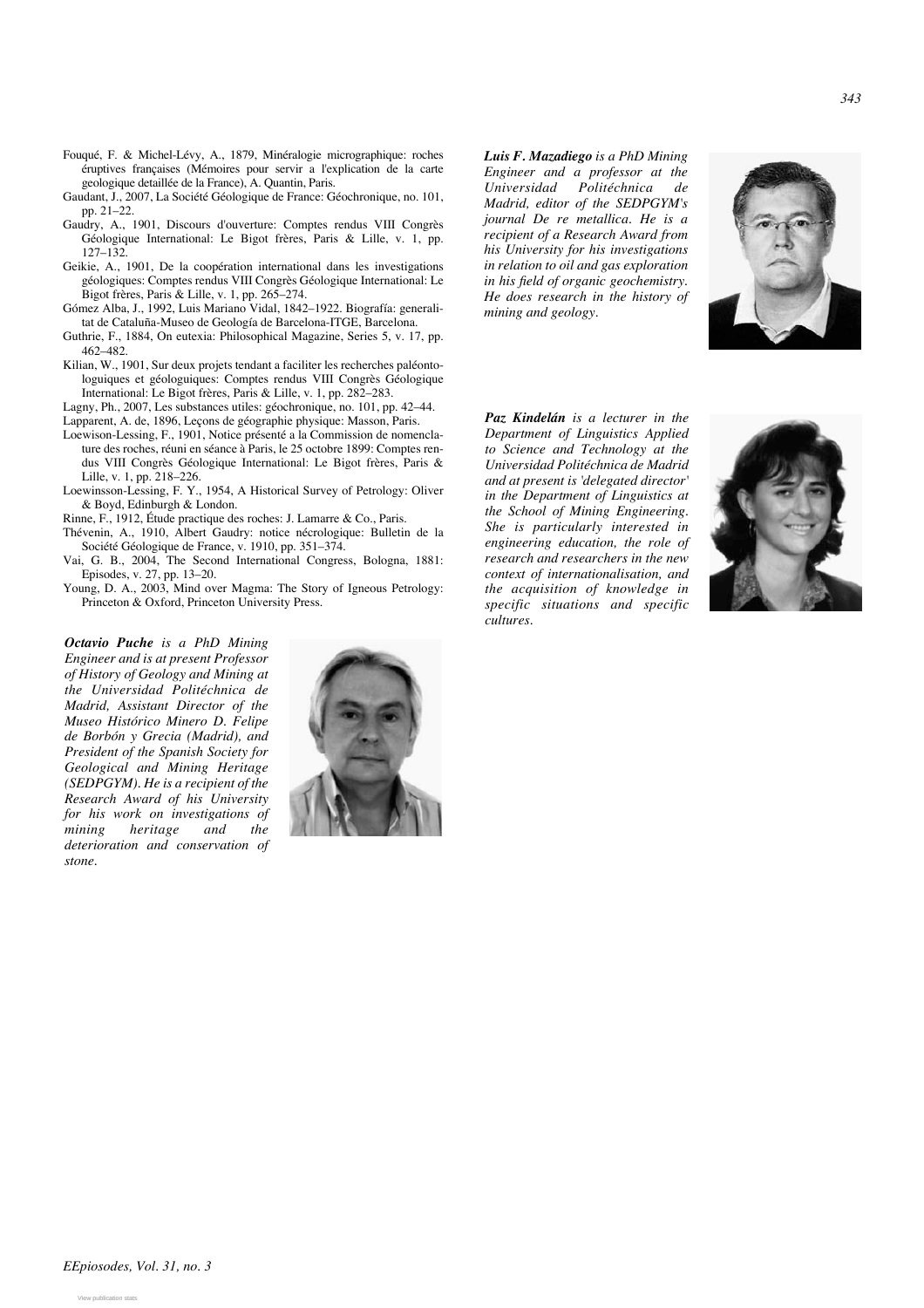Fouqué, F. & Michel-Lévy, A., 1879, Minéralogie micrographique: roches éruptives françaises (Mémoires pour servir a l'explication de la carte geologique detaillée de la France), A. Quantin, Paris.

Gaudant, J., 2007, La Société Géologique de France: Géochronique, no. 101, pp. 21–22.

Gaudry, A., 1901, Discours d'ouverture: Comptes rendus VIII Congrès Géologique International: Le Bigot frères, Paris & Lille, v. 1, pp. 127–132.

Geikie, A., 1901, De la coopération international dans les investigations géologiques: Comptes rendus VIII Congrès Géologique International: Le Bigot frères, Paris & Lille, v. 1, pp. 265–274.

Gómez Alba, J., 1992, Luis Mariano Vidal, 1842–1922. Biografía: generalitat de Cataluña-Museo de Geología de Barcelona-ITGE, Barcelona.

Guthrie, F., 1884, On eutexia: Philosophical Magazine, Series 5, v. 17, pp. 462–482.

Kilian, W., 1901, Sur deux projets tendant a faciliter les recherches paléontologuiques et géologuiques: Comptes rendus VIII Congrès Géologique International: Le Bigot frères, Paris & Lille, v. 1, pp. 282–283.

Lagny, Ph., 2007, Les substances utiles: géochronique, no. 101, pp. 42–44.

Lapparent, A. de, 1896, Leçons de géographie physique: Masson, Paris.

Loewison-Lessing, F., 1901, Notice présenté a la Commission de nomenclature des roches, réuni en séance à Paris, le 25 octobre 1899: Comptes rendus VIII Congrès Géologique International: Le Bigot frères, Paris & Lille, v. 1, pp. 218–226.

Loewinsson-Lessing, F. Y., 1954, A Historical Survey of Petrology: Oliver & Boyd, Edinburgh & London.

Rinne, F., 1912, Étude practique des roches: J. Lamarre & Co., Paris.

Thévenin, A., 1910, Albert Gaudry: notice nécrologique: Bulletin de la Société Géologique de France, v. 1910, pp. 351–374.

Vai, G. B., 2004, The Second International Congress, Bologna, 1881: Episodes, v. 27, pp. 13–20.

Young, D. A., 2003, Mind over Magma: The Story of Igneous Petrology: Princeton & Oxford, Princeton University Press.

***Octavio Puche*** *is a PhD Mining Engineer and is at present Professor of History of Geology and Mining at the Universidad Politéchnica de Madrid, Assistant Director of the Museo Histórico Minero D. Felipe de Borbón y Grecia (Madrid), and President of the Spanish Society for Geological and Mining Heritage (SEDPGYM). He is a recipient of the Research Award of his University for his work on investigations of mining heritage and the deterioration and conservation of stone.*

***Luis F. Mazadiego*** *is a PhD Mining Engineer and a professor at the Universidad Politéchnica de Madrid, editor of the SEDPGYM's journal De re metallica. He is a recipient of a Research Award from his University for his investigations in relation to oil and gas exploration in his field of organic geochemistry. He does research in the history of mining and geology.*

***Paz Kindelán*** *is a lecturer in the Department of Linguistics Applied to Science and Technology at the Universidad Politécnica de Madrid and at present is 'delegated director' in the Department of Linguistics at the School of Mining Engineering. She is particularly interested in engineering education, the role of research and researchers in the new context of internationalisation, and the acquisition of knowledge in specific situations and specific cultures.*